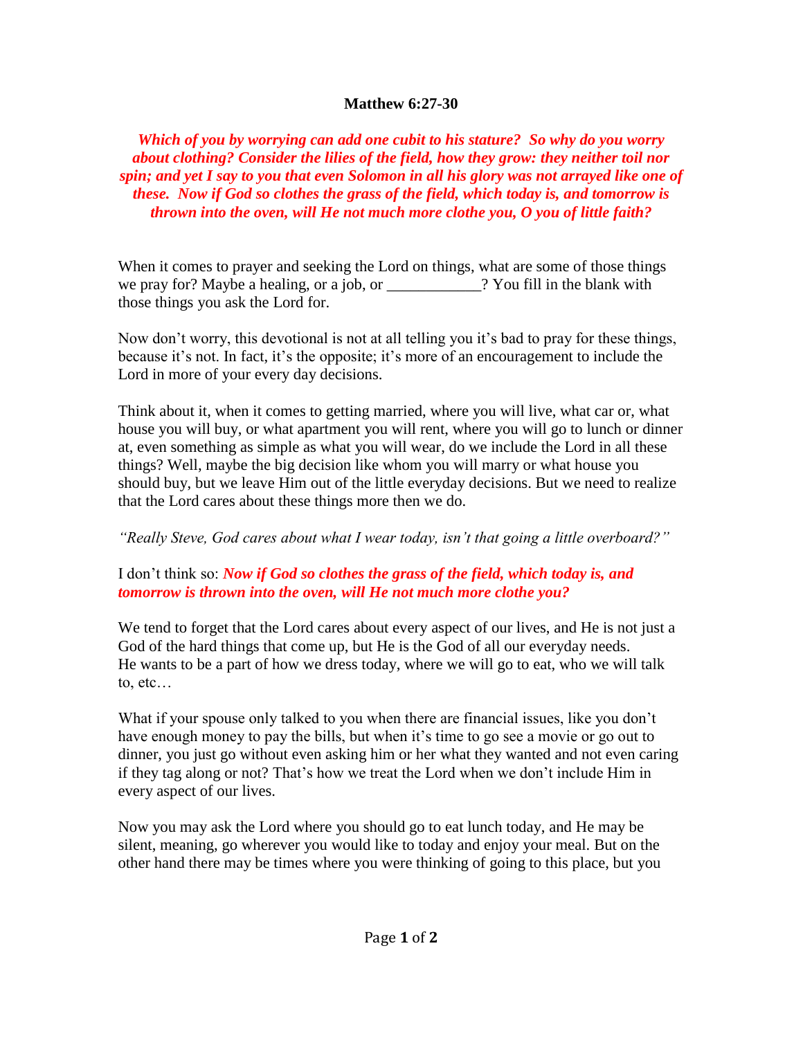**Matthew 6:27-30**

***Which of you by worrying can add one cubit to his stature? So why do you worry about clothing? Consider the lilies of the field, how they grow: they neither toil nor spin; and yet I say to you that even Solomon in all his glory was not arrayed like one of these. Now if God so clothes the grass of the field, which today is, and tomorrow is thrown into the oven, will He not much more clothe you, O you of little faith?***

When it comes to prayer and seeking the Lord on things, what are some of those things we pray for? Maybe a healing, or a job, or ____________? You fill in the blank with those things you ask the Lord for.

Now don't worry, this devotional is not at all telling you it's bad to pray for these things, because it's not. In fact, it's the opposite; it's more of an encouragement to include the Lord in more of your every day decisions.

Think about it, when it comes to getting married, where you will live, what car or, what house you will buy, or what apartment you will rent, where you will go to lunch or dinner at, even something as simple as what you will wear, do we include the Lord in all these things? Well, maybe the big decision like whom you will marry or what house you should buy, but we leave Him out of the little everyday decisions. But we need to realize that the Lord cares about these things more then we do.

*"Really Steve, God cares about what I wear today, isn't that going a little overboard?"*

I don't think so: ***Now if God so clothes the grass of the field, which today is, and tomorrow is thrown into the oven, will He not much more clothe you?***

We tend to forget that the Lord cares about every aspect of our lives, and He is not just a God of the hard things that come up, but He is the God of all our everyday needs. He wants to be a part of how we dress today, where we will go to eat, who we will talk to, etc…

What if your spouse only talked to you when there are financial issues, like you don't have enough money to pay the bills, but when it's time to go see a movie or go out to dinner, you just go without even asking him or her what they wanted and not even caring if they tag along or not? That's how we treat the Lord when we don't include Him in every aspect of our lives.

Now you may ask the Lord where you should go to eat lunch today, and He may be silent, meaning, go wherever you would like to today and enjoy your meal. But on the other hand there may be times where you were thinking of going to this place, but you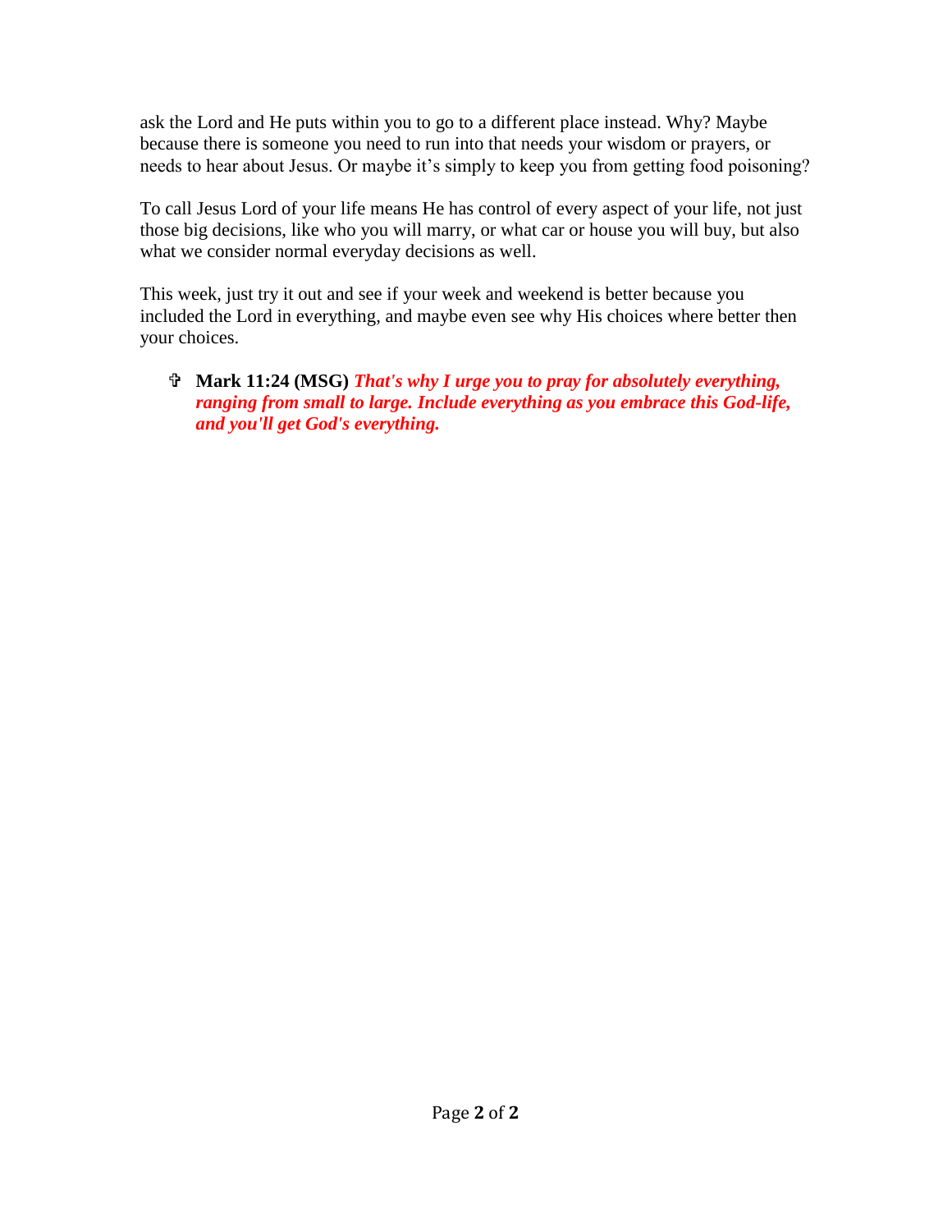ask the Lord and He puts within you to go to a different place instead. Why? Maybe because there is someone you need to run into that needs your wisdom or prayers, or needs to hear about Jesus. Or maybe it's simply to keep you from getting food poisoning?

To call Jesus Lord of your life means He has control of every aspect of your life, not just those big decisions, like who you will marry, or what car or house you will buy, but also what we consider normal everyday decisions as well.

This week, just try it out and see if your week and weekend is better because you included the Lord in everything, and maybe even see why His choices where better then your choices.

- ✞ **Mark 11:24 (MSG)** ***That's why I urge you to pray for absolutely everything, ranging from small to large. Include everything as you embrace this God-life, and you'll get God's everything.***